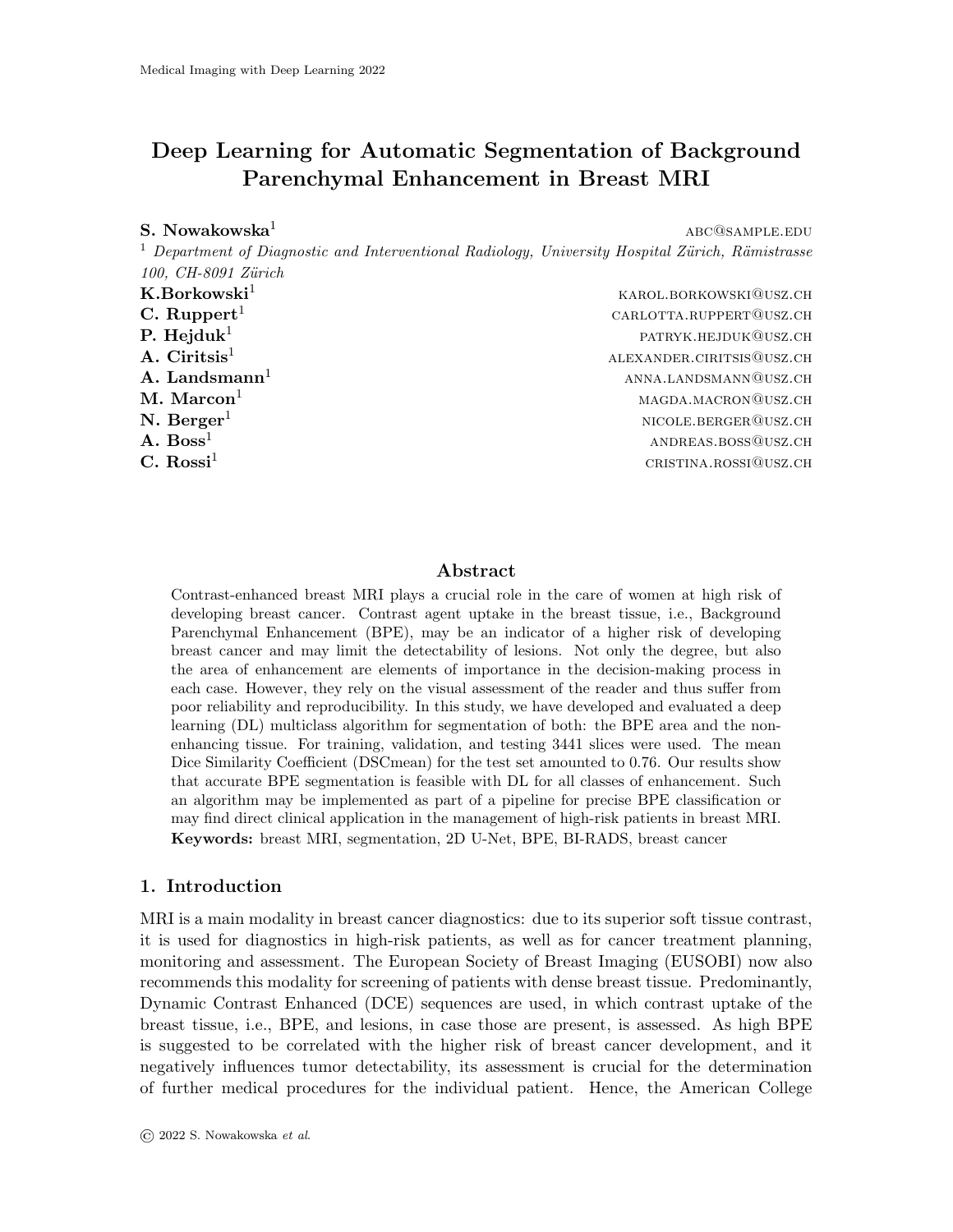# Deep Learning for Automatic Segmentation of Background Parenchymal Enhancement in Breast MRI

**S. Nowakowska**[1] abc@sample.edu

[1] *Department of Diagnostic and Interventional Radiology, University Hospital Zürich, Rämistrasse 100, CH-8091 Zürich*

**K.Borkowski**[1] karol.borkowski@usz.ch

**C. Ruppert**[1] carlotta.ruppert@usz.ch

**P. Hejduk**[1] patryk.hejduk@usz.ch

**A. Ciritsis**[1] alexander.ciritsis@usz.ch

**A. Landsmann**[1] anna.landsmann@usz.ch

**M. Marcon**[1] magda.macron@usz.ch

**N. Berger**[1] nicole.berger@usz.ch

**A. Boss**[1] andreas.boss@usz.ch

**C. Rossi**[1] cristina.rossi@usz.ch

## Abstract

Contrast-enhanced breast MRI plays a crucial role in the care of women at high risk of developing breast cancer. Contrast agent uptake in the breast tissue, i.e., Background Parenchymal Enhancement (BPE), may be an indicator of a higher risk of developing breast cancer and may limit the detectability of lesions. Not only the degree, but also the area of enhancement are elements of importance in the decision-making process in each case. However, they rely on the visual assessment of the reader and thus suffer from poor reliability and reproducibility. In this study, we have developed and evaluated a deep learning (DL) multiclass algorithm for segmentation of both: the BPE area and the non-enhancing tissue. For training, validation, and testing 3441 slices were used. The mean Dice Similarity Coefficient (DSCmean) for the test set amounted to 0.76. Our results show that accurate BPE segmentation is feasible with DL for all classes of enhancement. Such an algorithm may be implemented as part of a pipeline for precise BPE classification or may find direct clinical application in the management of high-risk patients in breast MRI.

**Keywords:** breast MRI, segmentation, 2D U-Net, BPE, BI-RADS, breast cancer

## 1. Introduction

MRI is a main modality in breast cancer diagnostics: due to its superior soft tissue contrast, it is used for diagnostics in high-risk patients, as well as for cancer treatment planning, monitoring and assessment. The European Society of Breast Imaging (EUSOBI) now also recommends this modality for screening of patients with dense breast tissue. Predominantly, Dynamic Contrast Enhanced (DCE) sequences are used, in which contrast uptake of the breast tissue, i.e., BPE, and lesions, in case those are present, is assessed. As high BPE is suggested to be correlated with the higher risk of breast cancer development, and it negatively influences tumor detectability, its assessment is crucial for the determination of further medical procedures for the individual patient. Hence, the American College

© 2022 S. Nowakowska *et al.*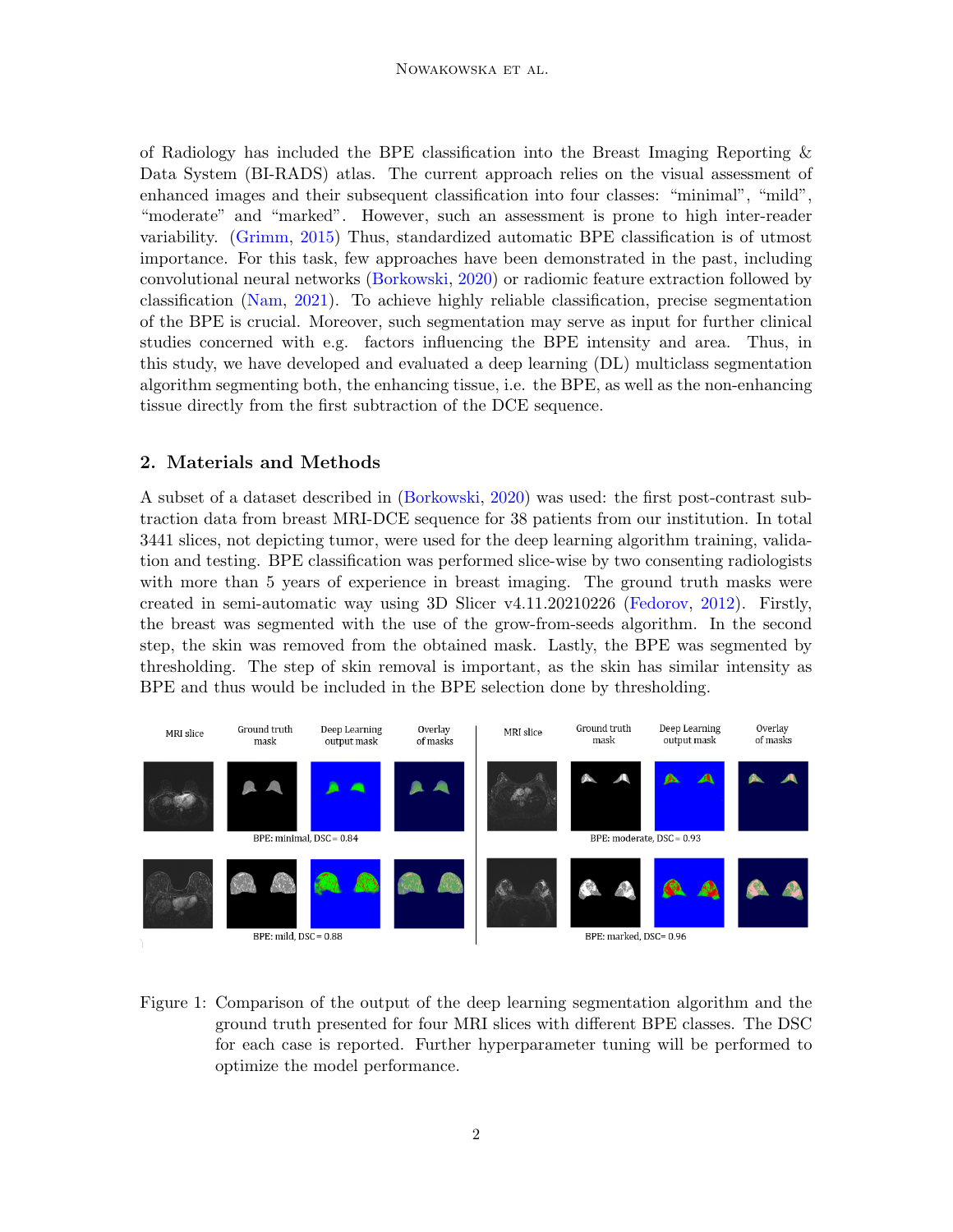of Radiology has included the BPE classification into the Breast Imaging Reporting & Data System (BI-RADS) atlas. The current approach relies on the visual assessment of enhanced images and their subsequent classification into four classes: "minimal", "mild", "moderate" and "marked". However, such an assessment is prone to high inter-reader variability. (Grimm, 2015) Thus, standardized automatic BPE classification is of utmost importance. For this task, few approaches have been demonstrated in the past, including convolutional neural networks (Borkowski, 2020) or radiomic feature extraction followed by classification (Nam, 2021). To achieve highly reliable classification, precise segmentation of the BPE is crucial. Moreover, such segmentation may serve as input for further clinical studies concerned with e.g. factors influencing the BPE intensity and area. Thus, in this study, we have developed and evaluated a deep learning (DL) multiclass segmentation algorithm segmenting both, the enhancing tissue, i.e. the BPE, as well as the non-enhancing tissue directly from the first subtraction of the DCE sequence.

## 2. Materials and Methods

A subset of a dataset described in (Borkowski, 2020) was used: the first post-contrast subtraction data from breast MRI-DCE sequence for 38 patients from our institution. In total 3441 slices, not depicting tumor, were used for the deep learning algorithm training, validation and testing. BPE classification was performed slice-wise by two consenting radiologists with more than 5 years of experience in breast imaging. The ground truth masks were created in semi-automatic way using 3D Slicer v4.11.20210226 (Fedorov, 2012). Firstly, the breast was segmented with the use of the grow-from-seeds algorithm. In the second step, the skin was removed from the obtained mask. Lastly, the BPE was segmented by thresholding. The step of skin removal is important, as the skin has similar intensity as BPE and thus would be included in the BPE selection done by thresholding.

Figure 1: Comparison of the output of the deep learning segmentation algorithm and the ground truth presented for four MRI slices with different BPE classes. The DSC for each case is reported. Further hyperparameter tuning will be performed to optimize the model performance.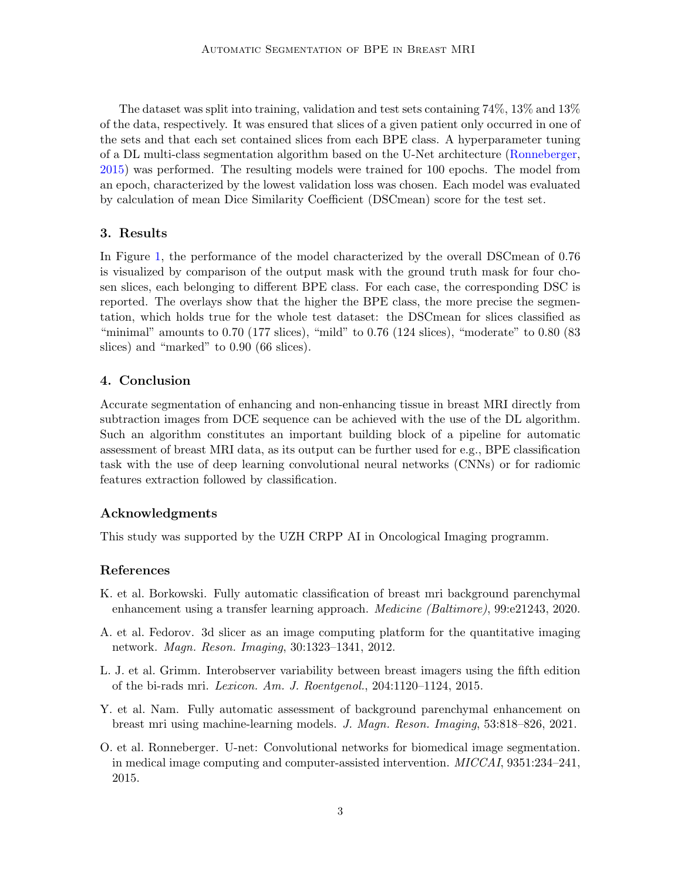The dataset was split into training, validation and test sets containing 74%, 13% and 13% of the data, respectively. It was ensured that slices of a given patient only occurred in one of the sets and that each set contained slices from each BPE class. A hyperparameter tuning of a DL multi-class segmentation algorithm based on the U-Net architecture (Ronneberger, 2015) was performed. The resulting models were trained for 100 epochs. The model from an epoch, characterized by the lowest validation loss was chosen. Each model was evaluated by calculation of mean Dice Similarity Coefficient (DSCmean) score for the test set.

## 3. Results

In Figure 1, the performance of the model characterized by the overall DSCmean of 0.76 is visualized by comparison of the output mask with the ground truth mask for four chosen slices, each belonging to different BPE class. For each case, the corresponding DSC is reported. The overlays show that the higher the BPE class, the more precise the segmentation, which holds true for the whole test dataset: the DSCmean for slices classified as "minimal" amounts to 0.70 (177 slices), "mild" to 0.76 (124 slices), "moderate" to 0.80 (83 slices) and "marked" to 0.90 (66 slices).

## 4. Conclusion

Accurate segmentation of enhancing and non-enhancing tissue in breast MRI directly from subtraction images from DCE sequence can be achieved with the use of the DL algorithm. Such an algorithm constitutes an important building block of a pipeline for automatic assessment of breast MRI data, as its output can be further used for e.g., BPE classification task with the use of deep learning convolutional neural networks (CNNs) or for radiomic features extraction followed by classification.

## Acknowledgments

This study was supported by the UZH CRPP AI in Oncological Imaging programm.

## References

K. et al. Borkowski. Fully automatic classification of breast mri background parenchymal enhancement using a transfer learning approach. *Medicine (Baltimore)*, 99:e21243, 2020.

A. et al. Fedorov. 3d slicer as an image computing platform for the quantitative imaging network. *Magn. Reson. Imaging*, 30:1323–1341, 2012.

L. J. et al. Grimm. Interobserver variability between breast imagers using the fifth edition of the bi-rads mri. *Lexicon. Am. J. Roentgenol.*, 204:1120–1124, 2015.

Y. et al. Nam. Fully automatic assessment of background parenchymal enhancement on breast mri using machine-learning models. *J. Magn. Reson. Imaging*, 53:818–826, 2021.

O. et al. Ronneberger. U-net: Convolutional networks for biomedical image segmentation. in medical image computing and computer-assisted intervention. *MICCAI*, 9351:234–241, 2015.